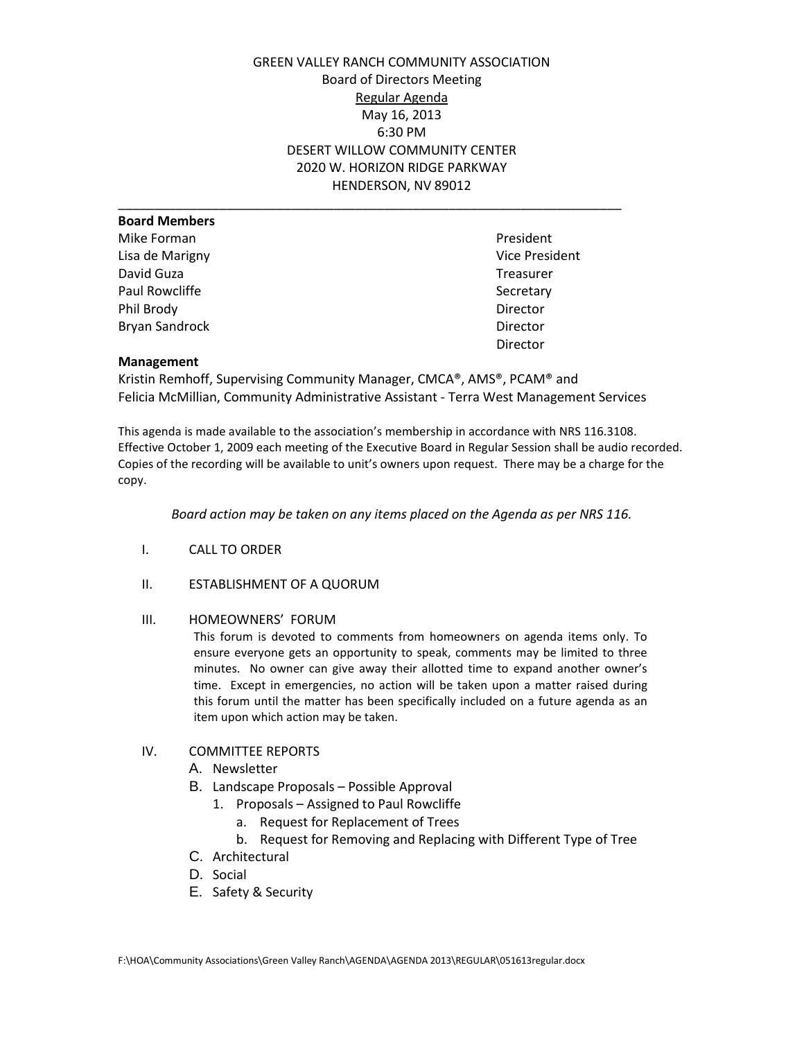GREEN VALLEY RANCH COMMUNITY ASSOCIATION
Board of Directors Meeting
Regular Agenda
May 16, 2013
6:30 PM
DESERT WILLOW COMMUNITY CENTER
2020 W. HORIZON RIDGE PARKWAY
HENDERSON, NV 89012

---

**Board Members**

| | |
|---|---|
| Mike Forman | President |
| Lisa de Marigny | Vice President |
| David Guza | Treasurer |
| Paul Rowcliffe | Secretary |
| Phil Brody | Director |
| Bryan Sandrock | Director |
| | Director |

**Management**

Kristin Remhoff, Supervising Community Manager, CMCA®, AMS®, PCAM® and
Felicia McMillian, Community Administrative Assistant - Terra West Management Services

This agenda is made available to the association's membership in accordance with NRS 116.3108. Effective October 1, 2009 each meeting of the Executive Board in Regular Session shall be audio recorded. Copies of the recording will be available to unit's owners upon request. There may be a charge for the copy.

*Board action may be taken on any items placed on the Agenda as per NRS 116.*

I. CALL TO ORDER

II. ESTABLISHMENT OF A QUORUM

III. HOMEOWNERS' FORUM

This forum is devoted to comments from homeowners on agenda items only. To ensure everyone gets an opportunity to speak, comments may be limited to three minutes. No owner can give away their allotted time to expand another owner's time. Except in emergencies, no action will be taken upon a matter raised during this forum until the matter has been specifically included on a future agenda as an item upon which action may be taken.

IV. COMMITTEE REPORTS

- A. Newsletter
- B. Landscape Proposals – Possible Approval
    1. Proposals – Assigned to Paul Rowcliffe
        - a. Request for Replacement of Trees
        - b. Request for Removing and Replacing with Different Type of Tree
- C. Architectural
- D. Social
- E. Safety & Security

F:\HOA\Community Associations\Green Valley Ranch\AGENDA\AGENDA 2013\REGULAR\051613regular.docx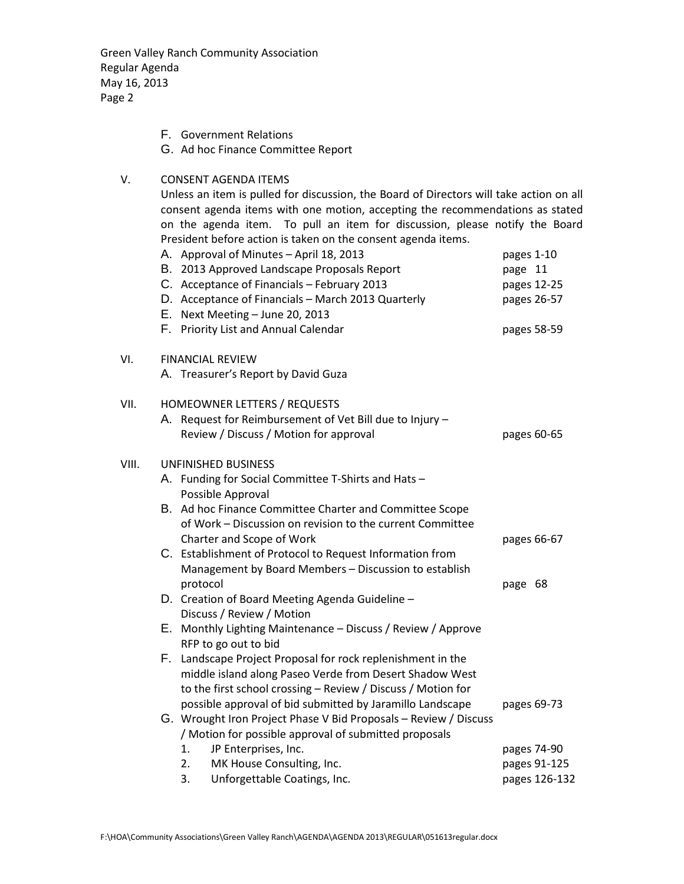F. Government Relations

G. Ad hoc Finance Committee Report

V. CONSENT AGENDA ITEMS

Unless an item is pulled for discussion, the Board of Directors will take action on all consent agenda items with one motion, accepting the recommendations as stated on the agenda item. To pull an item for discussion, please notify the Board President before action is taken on the consent agenda items.

| | |
|---|---|
| A. Approval of Minutes – April 18, 2013 | pages 1-10 |
| B. 2013 Approved Landscape Proposals Report | page 11 |
| C. Acceptance of Financials – February 2013 | pages 12-25 |
| D. Acceptance of Financials – March 2013 Quarterly | pages 26-57 |
| E. Next Meeting – June 20, 2013 | |
| F. Priority List and Annual Calendar | pages 58-59 |

VI. FINANCIAL REVIEW

A. Treasurer's Report by David Guza

VII. HOMEOWNER LETTERS / REQUESTS

| | |
|---|---|
| A. Request for Reimbursement of Vet Bill due to Injury – Review / Discuss / Motion for approval | pages 60-65 |

VIII. UNFINISHED BUSINESS

| | |
|---|---|
| A. Funding for Social Committee T-Shirts and Hats – Possible Approval | |
| B. Ad hoc Finance Committee Charter and Committee Scope of Work – Discussion on revision to the current Committee Charter and Scope of Work | pages 66-67 |
| C. Establishment of Protocol to Request Information from Management by Board Members – Discussion to establish protocol | page 68 |
| D. Creation of Board Meeting Agenda Guideline – Discuss / Review / Motion | |
| E. Monthly Lighting Maintenance – Discuss / Review / Approve RFP to go out to bid | |
| F. Landscape Project Proposal for rock replenishment in the middle island along Paseo Verde from Desert Shadow West to the first school crossing – Review / Discuss / Motion for possible approval of bid submitted by Jaramillo Landscape | pages 69-73 |
| G. Wrought Iron Project Phase V Bid Proposals – Review / Discuss / Motion for possible approval of submitted proposals | |
| 1. JP Enterprises, Inc. | pages 74-90 |
| 2. MK House Consulting, Inc. | pages 91-125 |
| 3. Unforgettable Coatings, Inc. | pages 126-132 |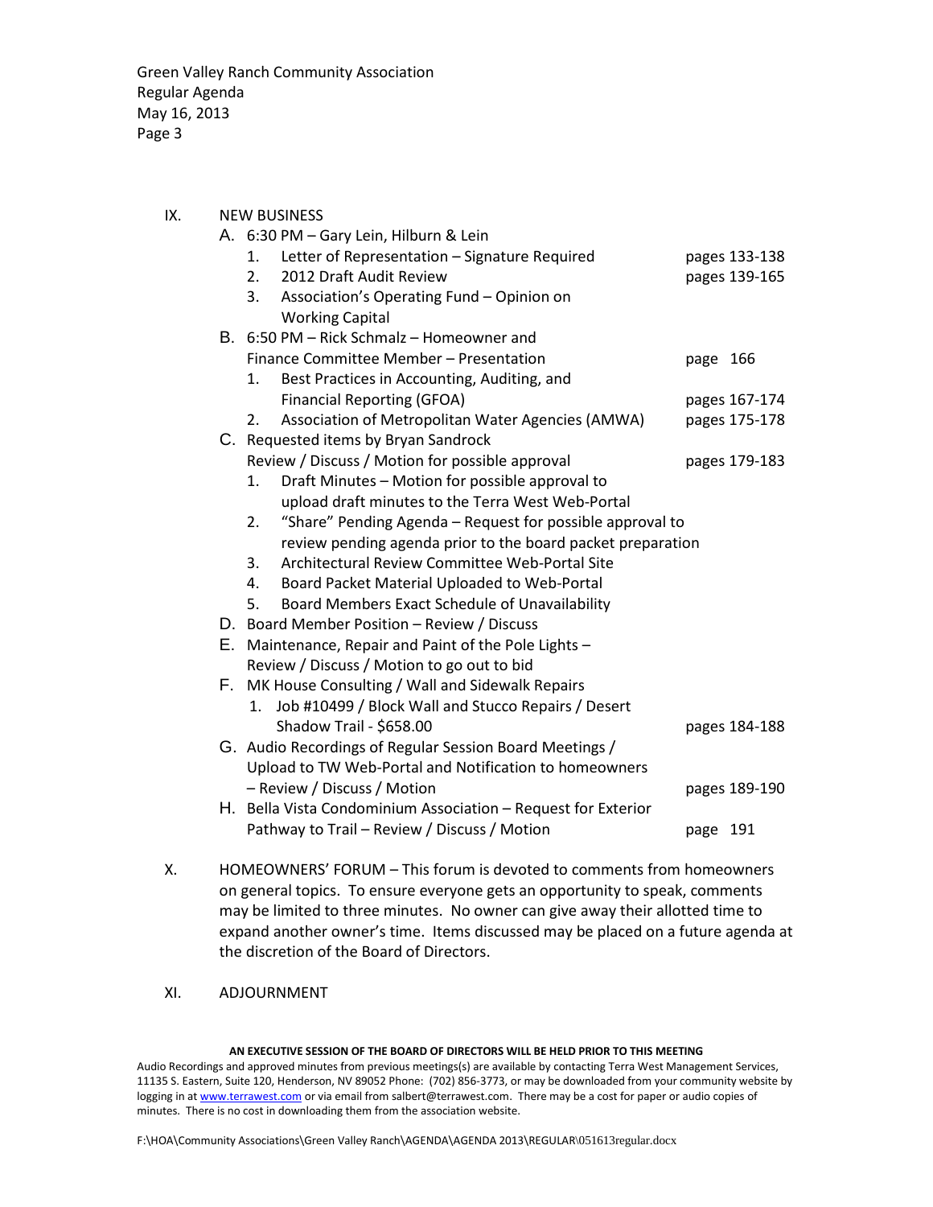IX. NEW BUSINESS

A. 6:30 PM – Gary Lein, Hilburn & Lein
   1. Letter of Representation – Signature Required — pages 133-138
   2. 2012 Draft Audit Review — pages 139-165
   3. Association's Operating Fund – Opinion on Working Capital

B. 6:50 PM – Rick Schmalz – Homeowner and Finance Committee Member – Presentation — page 166
   1. Best Practices in Accounting, Auditing, and Financial Reporting (GFOA) — pages 167-174
   2. Association of Metropolitan Water Agencies (AMWA) — pages 175-178

C. Requested items by Bryan Sandrock
   Review / Discuss / Motion for possible approval — pages 179-183
   1. Draft Minutes – Motion for possible approval to upload draft minutes to the Terra West Web-Portal
   2. "Share" Pending Agenda – Request for possible approval to review pending agenda prior to the board packet preparation
   3. Architectural Review Committee Web-Portal Site
   4. Board Packet Material Uploaded to Web-Portal
   5. Board Members Exact Schedule of Unavailability

D. Board Member Position – Review / Discuss

E. Maintenance, Repair and Paint of the Pole Lights – Review / Discuss / Motion to go out to bid

F. MK House Consulting / Wall and Sidewalk Repairs
   1. Job #10499 / Block Wall and Stucco Repairs / Desert Shadow Trail - $658.00 — pages 184-188

G. Audio Recordings of Regular Session Board Meetings / Upload to TW Web-Portal and Notification to homeowners – Review / Discuss / Motion — pages 189-190

H. Bella Vista Condominium Association – Request for Exterior Pathway to Trail – Review / Discuss / Motion — page 191

X. HOMEOWNERS' FORUM – This forum is devoted to comments from homeowners on general topics. To ensure everyone gets an opportunity to speak, comments may be limited to three minutes. No owner can give away their allotted time to expand another owner's time. Items discussed may be placed on a future agenda at the discretion of the Board of Directors.

XI. ADJOURNMENT

**AN EXECUTIVE SESSION OF THE BOARD OF DIRECTORS WILL BE HELD PRIOR TO THIS MEETING**

Audio Recordings and approved minutes from previous meetings(s) are available by contacting Terra West Management Services, 11135 S. Eastern, Suite 120, Henderson, NV 89052 Phone: (702) 856-3773, or may be downloaded from your community website by logging in at www.terrawest.com or via email from salbert@terrawest.com. There may be a cost for paper or audio copies of minutes. There is no cost in downloading them from the association website.

F:\HOA\Community Associations\Green Valley Ranch\AGENDA\AGENDA 2013\REGULAR\051613regular.docx